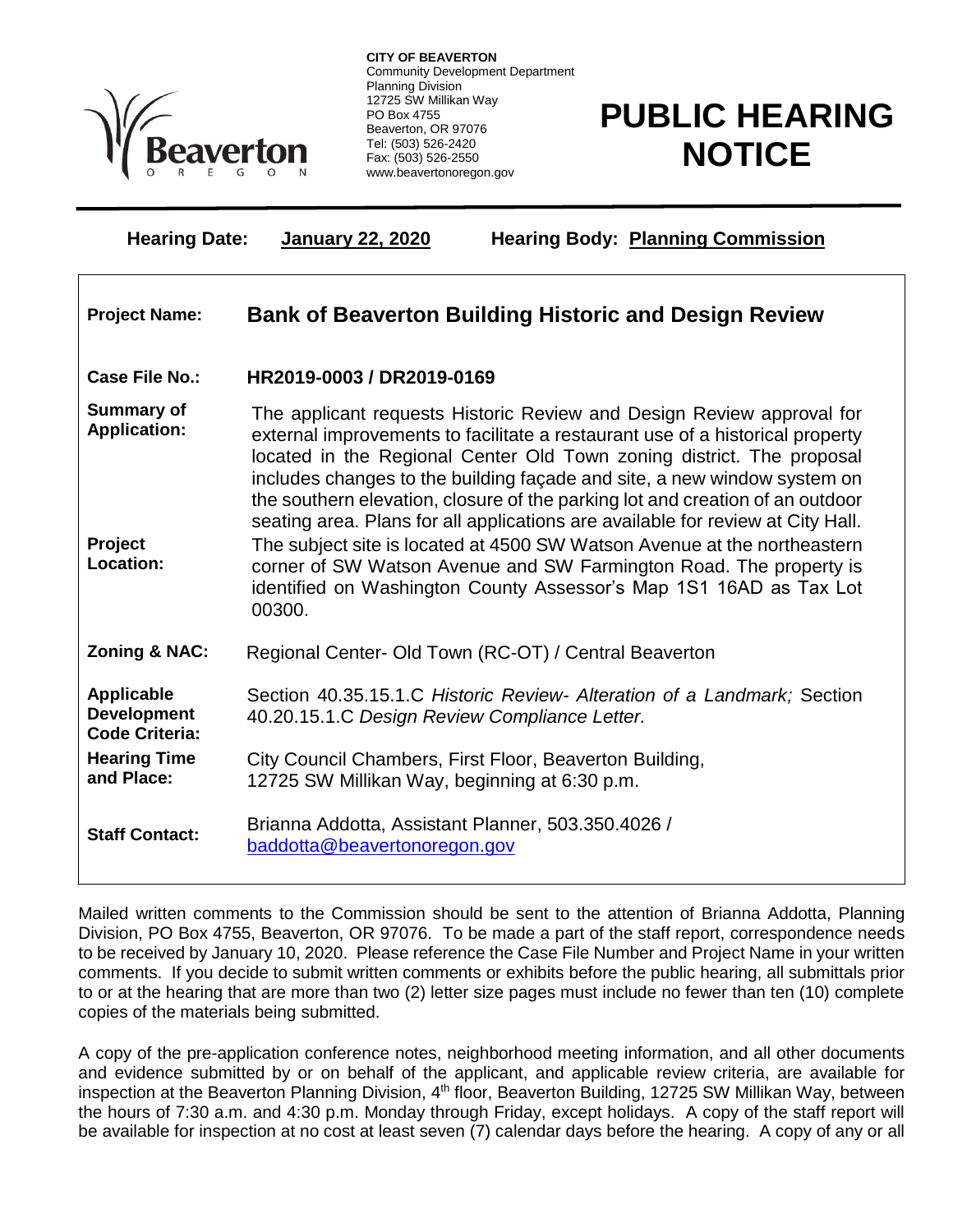**CITY OF BEAVERTON**
Community Development Department
Planning Division
12725 SW Millikan Way
PO Box 4755
Beaverton, OR 97076
Tel: (503) 526-2420
Fax: (503) 526-2550
www.beavertonoregon.gov

# PUBLIC HEARING NOTICE

**Hearing Date:** **January 22, 2020** **Hearing Body:** **Planning Commission**

| | |
|---|---|
| **Project Name:** | **Bank of Beaverton Building Historic and Design Review** |
| **Case File No.:** | **HR2019-0003 / DR2019-0169** |
| **Summary of Application:** | The applicant requests Historic Review and Design Review approval for external improvements to facilitate a restaurant use of a historical property located in the Regional Center Old Town zoning district. The proposal includes changes to the building façade and site, a new window system on the southern elevation, closure of the parking lot and creation of an outdoor seating area. Plans for all applications are available for review at City Hall. |
| **Project Location:** | The subject site is located at 4500 SW Watson Avenue at the northeastern corner of SW Watson Avenue and SW Farmington Road. The property is identified on Washington County Assessor's Map 1S1 16AD as Tax Lot 00300. |
| **Zoning & NAC:** | Regional Center- Old Town (RC-OT) / Central Beaverton |
| **Applicable Development Code Criteria:** | Section 40.35.15.1.C *Historic Review- Alteration of a Landmark;* Section 40.20.15.1.C *Design Review Compliance Letter.* |
| **Hearing Time and Place:** | City Council Chambers, First Floor, Beaverton Building, 12725 SW Millikan Way, beginning at 6:30 p.m. |
| **Staff Contact:** | Brianna Addotta, Assistant Planner, 503.350.4026 / baddotta@beavertonoregon.gov |

Mailed written comments to the Commission should be sent to the attention of Brianna Addotta, Planning Division, PO Box 4755, Beaverton, OR 97076. To be made a part of the staff report, correspondence needs to be received by January 10, 2020. Please reference the Case File Number and Project Name in your written comments. If you decide to submit written comments or exhibits before the public hearing, all submittals prior to or at the hearing that are more than two (2) letter size pages must include no fewer than ten (10) complete copies of the materials being submitted.

A copy of the pre-application conference notes, neighborhood meeting information, and all other documents and evidence submitted by or on behalf of the applicant, and applicable review criteria, are available for inspection at the Beaverton Planning Division, 4th floor, Beaverton Building, 12725 SW Millikan Way, between the hours of 7:30 a.m. and 4:30 p.m. Monday through Friday, except holidays. A copy of the staff report will be available for inspection at no cost at least seven (7) calendar days before the hearing. A copy of any or all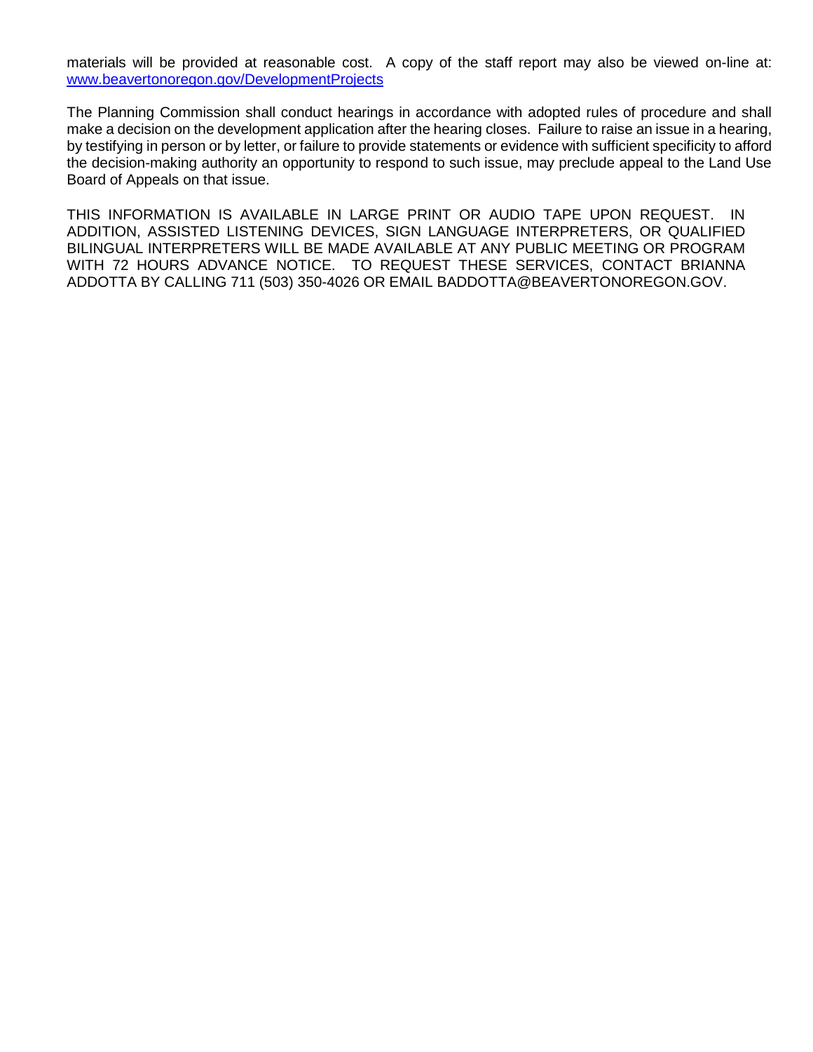materials will be provided at reasonable cost. A copy of the staff report may also be viewed on-line at: [www.beavertonoregon.gov/DevelopmentProjects](http://www.beavertonoregon.gov/DevelopmentProjects)

The Planning Commission shall conduct hearings in accordance with adopted rules of procedure and shall make a decision on the development application after the hearing closes. Failure to raise an issue in a hearing, by testifying in person or by letter, or failure to provide statements or evidence with sufficient specificity to afford the decision-making authority an opportunity to respond to such issue, may preclude appeal to the Land Use Board of Appeals on that issue.

THIS INFORMATION IS AVAILABLE IN LARGE PRINT OR AUDIO TAPE UPON REQUEST. IN ADDITION, ASSISTED LISTENING DEVICES, SIGN LANGUAGE INTERPRETERS, OR QUALIFIED BILINGUAL INTERPRETERS WILL BE MADE AVAILABLE AT ANY PUBLIC MEETING OR PROGRAM WITH 72 HOURS ADVANCE NOTICE. TO REQUEST THESE SERVICES, CONTACT BRIANNA ADDOTTA BY CALLING 711 (503) 350-4026 OR EMAIL BADDOTTA@BEAVERTONOREGON.GOV.